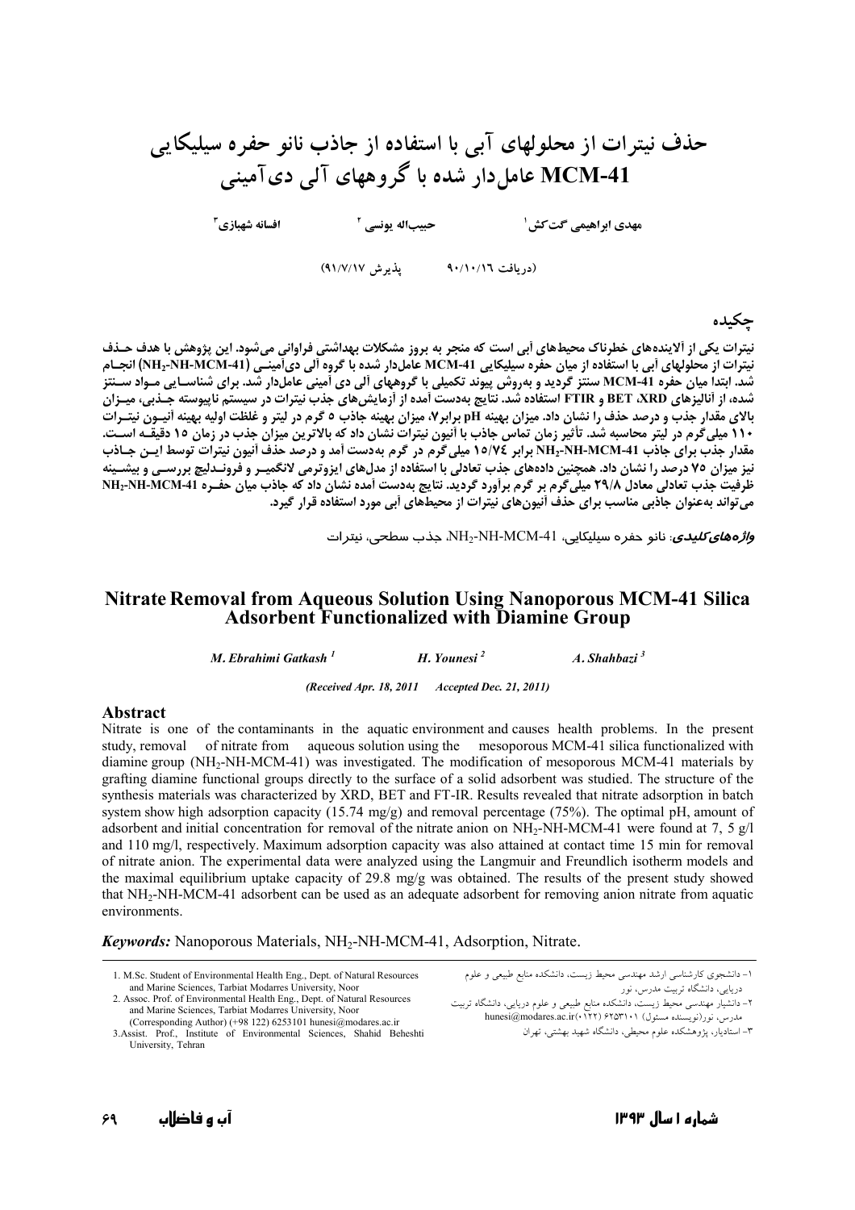# حذف نیترات از محلولهای آبی با استفاده از جاذب نانو حفره سیلیکایی MCM-41 عامل‌دار شده با گروههای آلی دی‌آمینی

مهدی ابراهیمی گت‌کش[1]　　حبیب‌اله یونسی[2]　　افسانه شهبازی[3]

(دریافت ۹۰/۱۰/۱۶　　پذیرش ۹۱/۷/۱۷)

## چکیده

نیترات یکی از آلاینده‌های خطرناک محیط‌های آبی است که منجر به بروز مشکلات بهداشتی فراوانی می‌شود. این پژوهش با هدف حذف نیترات از محلولهای آبی با استفاده از میان حفره سیلیکایی MCM-41 عامل‌دار شده با گروه آلی دی‌آمینی ($NH_2$-NH-MCM-41) انجام شد. ابتدا میان حفره MCM-41 سنتز گردید و به‌روش پیوند تکمیلی با گروههای آلی دی آمینی عامل‌دار شد. برای شناسایی مواد سنتز شده، از آنالیزهای XRD، BET و FTIR استفاده شد. نتایج به‌دست آمده از آزمایش‌های جذب نیترات در سیستم ناپیوسته جذبی، میزان بالای مقدار جذب و درصد حذف را نشان داد. میزان بهینه pH برابر۷، میزان بهینه جاذب ۵ گرم در لیتر و غلظت اولیه بهینه آنیون نیترات ۱۱۰ میلی‌گرم در لیتر محاسبه شد. تأثیر زمان تماس جاذب با آنیون نیترات نشان داد که بالاترین میزان جذب در زمان ۱۵ دقیقه است. مقدار جذب برای جاذب $NH_2$-NH-MCM-41 برابر ۱۵/۷۴ میلی‌گرم در گرم به‌دست آمد و درصد حذف آنیون نیترات توسط این جاذب نیز میزان ۷۵ درصد را نشان داد. همچنین داده‌های جذب تعادلی با استفاده از مدل‌های ایزوترمی لانگمیر و فروندلیچ بررسی و بیشینه ظرفیت جذب تعادلی معادل ۲۹/۸ میلی‌گرم بر گرم برآورد گردید. نتایج به‌دست آمده نشان داد که جاذب میان حفره $NH_2$-NH-MCM-41 می‌تواند به‌عنوان جاذبی مناسب برای حذف آنیون‌های نیترات از محیط‌های آبی مورد استفاده قرار گیرد.

***واژه‌های کلیدی:*** نانو حفره سیلیکایی، $NH_2$-NH-MCM-41، جذب سطحی، نیترات

# Nitrate Removal from Aqueous Solution Using Nanoporous MCM-41 Silica Adsorbent Functionalized with Diamine Group

*M. Ebrahimi Gatkash [1]*　　*H. Younesi [2]*　　*A. Shahbazi [3]*

*(Received Apr. 18, 2011　　Accepted Dec. 21, 2011)*

## Abstract

Nitrate is one of the contaminants in the aquatic environment and causes health problems. In the present study, removal of nitrate from aqueous solution using the mesoporous MCM-41 silica functionalized with diamine group ($NH_2$-NH-MCM-41) was investigated. The modification of mesoporous MCM-41 materials by grafting diamine functional groups directly to the surface of a solid adsorbent was studied. The structure of the synthesis materials was characterized by XRD, BET and FT-IR. Results revealed that nitrate adsorption in batch system show high adsorption capacity (15.74 mg/g) and removal percentage (75%). The optimal pH, amount of adsorbent and initial concentration for removal of the nitrate anion on $NH_2$-NH-MCM-41 were found at 7, 5 g/l and 110 mg/l, respectively. Maximum adsorption capacity was also attained at contact time 15 min for removal of nitrate anion. The experimental data were analyzed using the Langmuir and Freundlich isotherm models and the maximal equilibrium uptake capacity of 29.8 mg/g was obtained. The results of the present study showed that $NH_2$-NH-MCM-41 adsorbent can be used as an adequate adsorbent for removing anion nitrate from aquatic environments.

***Keywords:*** Nanoporous Materials, $NH_2$-NH-MCM-41, Adsorption, Nitrate.

---

1. M.Sc. Student of Environmental Health Eng., Dept. of Natural Resources and Marine Sciences, Tarbiat Modarres University, Noor
2. Assoc. Prof. of Environmental Health Eng., Dept. of Natural Resources and Marine Sciences, Tarbiat Modarres University, Noor (Corresponding Author) (+98 122) 6253101 hunesi@modares.ac.ir
3. Assist. Prof., Institute of Environmental Sciences, Shahid Beheshti University, Tehran

۱- دانشجوی کارشناسی ارشد مهندسی محیط زیست، دانشکده منابع طبیعی و علوم دریایی، دانشگاه تربیت مدرس، نور

۲- دانشیار مهندسی محیط زیست، دانشکده منابع طبیعی و علوم دریایی، دانشگاه تربیت مدرس، نور(نویسنده مسئول) ۶۲۵۳۱۰۱ (۰۱۲۲) hunesi@modares.ac.ir

۳- استادیار، پژوهشکده علوم محیطی، دانشگاه شهید بهشتی، تهران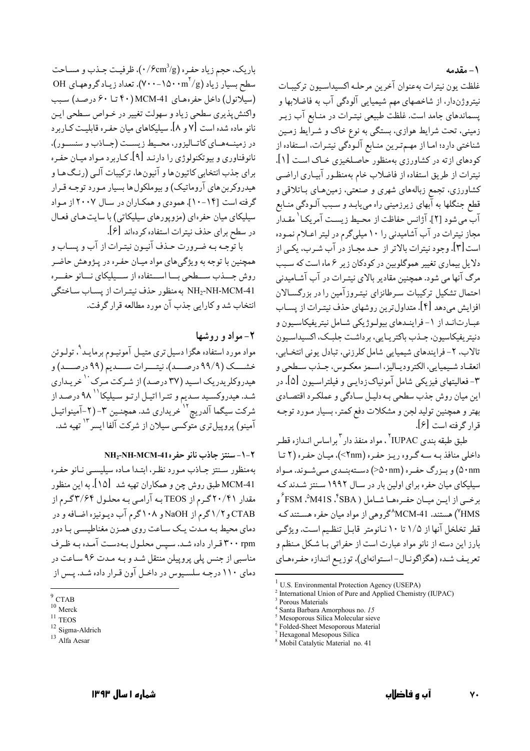## ۱- مقدمه

غلظت یون نیترات به‌عنوان آخرین مرحله اکسیداسیون ترکیبات نیتروژن‌دار، از شاخصهای مهم شیمیایی آلودگی آب به فاضلابها و پسماندهای جامد است. غلظت طبیعی نیترات در منابع آب زیر زمینی، تحت شرایط هوازی، بستگی به نوع خاک و شرایط زمین شناختی دارد؛ اما از مهم‌ترین منابع آلودگی نیترات، استفاده از کودهای ازته در کشاورزی به‌منظور حاصلخیزی خاک است [۱]. نیترات از طریق استفاده از فاضلاب خام به‌منظور آبیاری اراضی کشاورزی، تجمع زباله‌های شهری و صنعتی، زمین‌های باتلاقی و قطع جنگلها به آبهای زیرزمینی راه می‌یابد و سبب آلودگی منابع آب می‌شود [۲]. آژانس حفاظت از محیط زیست آمریکا[1] مقدار مجاز نیترات در آب آشامیدنی را ۱۰ میلی‌گرم در لیتر اعلام نموده است [۳]. وجود نیترات بالاتر از حد مجاز در آب شرب، یکی از دلایل بیماری تغییر هموگلوبین در کودکان زیر ۶ ماه است که سبب مرگ آنها می شود. همچنین مقادیر بالای نیترات در آب آشامیدنی احتمال تشکیل ترکیبات سرطانزای نیتروزآمین را در بزرگسالان افزایش می‌دهد [۴]. متداول‌ترین روشهای حذف نیترات از پساب عبارت‌اند از ۱- فرایندهای بیولوژیکی شامل نیتریفیکاسیون و دنیتریفیکاسیون، جذب باکتریایی، برداشت جلبک، اکسیداسیون تالاب، ۲- فرایندهای شیمیایی شامل کلرزنی، تبادل یونی انتخابی، انعقاد شیمیایی، الکترودیالیز، اسمز معکوس، جذب سطحی و ۳- فعالیتهای فیزیکی شامل آمونیاک‌زدایی و فیلتراسیون [۵]. در این میان روش جذب سطحی به دلیل سادگی و عملکرد اقتصادی بهتر و همچنین تولید لجن و مشکلات دفع کمتر، بسیار مورد توجه قرار گرفته است [۶].

طبق طبقه بندی IUPAC[2]، مواد منفذ دار[3] براساس اندازه قطر داخلی منافذ به سه گروه ریز حفره (<۲nm)، میان حفره (۲ تا ۵۰nm) و بزرگ حفره (>۵۰nm) دسته‌بندی می‌شوند. مواد سیلیکای میان حفره برای اولین بار در سال ۱۹۹۲ سنتز شدند که برخی از این میان حفره‌ها شامل (SBA[4]، M41S[5]، FSM[6] و HMS[7]) هستند. MCM-41[8] گروهی از مواد میان حفره هستند که قطر تخلخل آنها از ۱/۵ تا ۱۰ نانومتر قابل تنظیم است. ویژگی بارز این دسته از نانو مواد عبارت است از حفراتی با شکل منظم و تعریف شده (هگزاگونال- استوانه‌ای)، توزیع اندازه حفره‌های باریک، حجم زیاد حفره ($0/6 cm^3/g$)، ظرفیت جذب و مساحت سطح بسیار زیاد ($700-1500 m^2/g$). تعداد زیاد گروههای OH (سیلانول) داخل حفره‌های MCM-41 (۴۰ تا ۶۰ درصد) سبب واکنش‌پذیری سطحی زیاد و سهولت تغییر در خواص سطحی این نانو ماده شده است [۷ و ۸]. سیلیکاهای میان حفره قابلیت کاربرد در زمینه‌های کاتالیزور، محیط زیست (جاذب و سنسور)، نانوفناوری و بیوتکنولوژی را دارند [۹]. کاربرد مواد میان حفره برای جذب انتخابی کاتیون‌ها و آنیون‌ها، ترکیبات آلی (رنگ‌ها و هیدروکربن‌های آروماتیک) و بیوملکول‌ها بسیار مورد توجه قرار گرفته است [۱۰-۱۴]. همودی و همکاران در سال ۲۰۰۷ از مواد سیلیکای میان حفره‌ای (مزوپورهای سیلیکاتی) با سایت‌های فعال در سطح برای حذف نیترات استفاده کرده‌اند [۶].

با توجه به ضرورت حذف آنیون نیترات از آب و پساب و همچنین با توجه به ویژگی‌های مواد میان حفره در پژوهش حاضر روش جذب سطحی با استفاده از سیلیکای نانو حفره $NH_2$-NH-MCM-41 به منظور حذف نیترات از پساب ساختگی انتخاب شد و کارایی جذب آن مورد مطالعه قرار گرفت.

## ۲- مواد و روشها

مواد مورد استفاده هگزا دسیل تری متیل آمونیوم برماید[9]، تولوئن خشک (۹۹/۹ درصد)، نیترات سدیم (۹۹ درصد) و هیدروکلریدریک اسید (۳۷ درصد) از شرکت مرک[10] خریداری شد. هیدروکسید سدیم و تترا اتیل ارتو سیلیکا[11] ۹۸ درصد از شرکت سیگما آلدریچ[12] خریداری شد. همچنین ۳-(۲-آمینواتیل آمینو) پروپیل‌تری متوکسی سیلان از شرکت آلفا ایسر[13] تهیه شد.

### ۲-۱- سنتز جاذب نانو حفره $NH_2$-NH-MCM-41

به‌منظور سنتز جاذب مورد نظر، ابتدا ماده سیلیسی نانو حفره MCM-41 طبق روش چن و همکاران تهیه شد [۱۵]. به این منظور مقدار ۲۰/۴۱ گرم از TEOS به آرامی به محلول ۳/۶۴ گرم از CTAB و ۱/۲ گرم از NaOH و ۱۰۸ گرم آب دیونیزه اضافه و در دمای محیط به مدت یک ساعت روی همزن مغناطیسی با دور ۳۰۰ rpm قرار داده شد. سپس محلول به‌دست آمده به ظرف مناسبی از جنس پلی پروپیلن منتقل شد و به مدت ۹۶ ساعت در دمای ۱۱۰ درجه سلسیوس در داخل آون قرار داده شد. پس از

---

[1] U.S. Environmental Protection Agency (USEPA)
[2] International Union of Pure and Applied Chemistry (IUPAC)
[3] Porous Materials
[4] Santa Barbara Amorphous no. *15*
[5] Mesoporous Silica Molecular sieve
[6] Folded-Sheet Mesoporous Material
[7] Hexagonal Mesopous Silica
[8] Mobil Catalytic Material no. 41
[9] CTAB
[10] Merck
[11] TEOS
[12] Sigma-Aldrich
[13] Alfa Aesar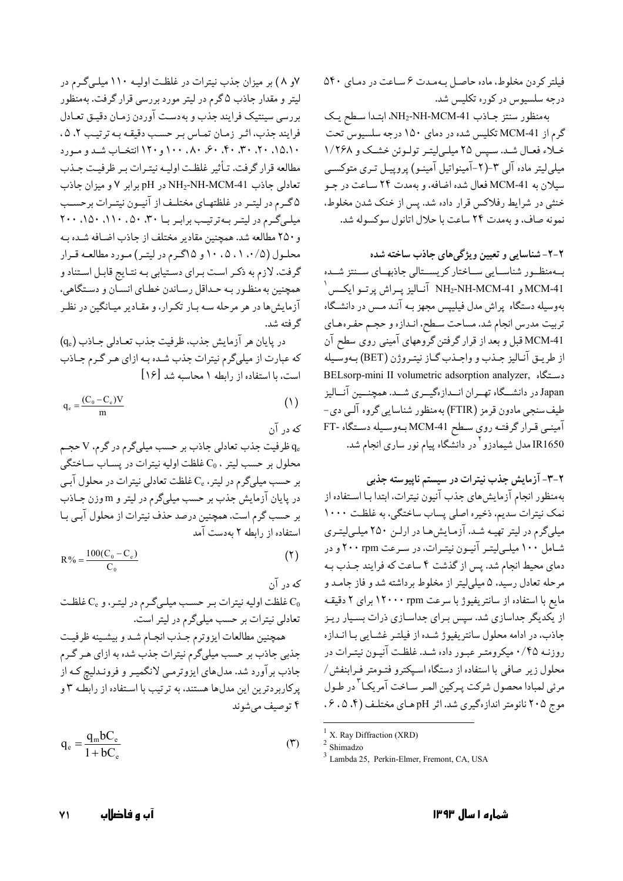فیلتر کردن مخلوط، ماده حاصل به‌مدت ۶ ساعت در دمای ۵۴۰ درجه سلسیوس در کوره تکلیس شد.

به‌منظور سنتز جاذب $NH_2$-NH-MCM-41، ابتدا سطح یک گرم از MCM-41 تکلیس شده در دمای ۱۵۰ درجه سلسیوس تحت خلاء فعال شد. سپس ۲۵ میلی‌لیتر تولوئن خشک و ۱/۲۶۸ میلی‌لیتر ماده آلی ۳-(۲-آمینواتیل آمینو) پروپیل تری متوکسی سیلان به MCM-41 فعال شده اضافه، و به‌مدت ۲۴ ساعت در جو خنثی در شرایط رفلاکس قرار داده شد. پس از خنک شدن مخلوط، نمونه صاف، و به‌مدت ۲۴ ساعت با حلال اتانول سوکسوله شد.

## ۲-۲- شناسایی و تعیین ویژگی‌های جاذب ساخته شده

به‌منظور شناسایی ساختار کریستالی جاذب‌های سنتز شده MCM-41 و $NH_2$-NH-MCM-41 آنالیز پراش پرتو ایکس[1] به‌وسیله دستگاه پراش مدل فیلیپس مجهز به آند مس در دانشگاه تربیت مدرس انجام شد. مساحت سطح، اندازه و حجم حفره‌های MCM-41 قبل و بعد از قرار گرفتن گروههای آمینی روی سطح آن از طریق آنالیز جذب و واجذب گاز نیتروژن (BET) به‌وسیله دستگاه BELsorp-mini II volumetric adsorption analyzer, Japan در دانشگاه تهران اندازه‌گیری شد. همچنین آنالیز طیف‌سنجی مادون قرمز (FTIR) به‌منظور شناسایی گروه آلی دی-آمینی قرار گرفته روی سطح MCM-41 به‌وسیله دستگاه FT-IR1650 مدل شیمادزو[2] در دانشگاه پیام نور ساری انجام شد.

## ۲-۳- آزمایش جذب نیترات در سیستم ناپیوسته جذبی

به‌منظور انجام آزمایش‌های جذب آنیون نیترات، ابتدا با استفاده از نمک نیترات سدیم، ذخیره اصلی پساب ساختگی، به غلظت ۱۰۰۰ میلی‌گرم در لیتر تهیه شد. آزمایش‌ها در ارلن ۲۵۰ میلی‌لیتری شامل ۱۰۰ میلی‌لیتر آنیون نیترات، در سرعت ۲۰۰ rpm و در دمای محیط انجام شد. پس از گذشت ۴ ساعت که فرایند جذب به مرحله تعادل رسید، ۵ میلی‌لیتر از مخلوط برداشته شد و فاز جامد و مایع با استفاده از سانتریفیوژ با سرعت ۱۲۰۰۰ rpm برای ۲ دقیقه از یکدیگر جداسازی شد. سپس برای جداسازی ذرات بسیار ریز جاذب، در ادامه محلول سانتریفیوژ شده از فیلتر غشایی با اندازه روزنه ۰/۴۵ میکرومتر عبور داده شد. غلظت آنیون نیترات در محلول زیر صافی با استفاده از دستگاه اسپکترو فتومتر فرابنفش/ مرئی لمبادا محصول شرکت پرکین المر ساخت آمریکا[3] در طول موج ۲۰۵ نانومتر اندازه‌گیری شد. اثر pH های مختلف (۴، ۵، ۶، ۷ و ۸) بر میزان جذب نیترات در غلظت اولیه ۱۱۰ میلی‌گرم در لیتر و مقدار جاذب ۵ گرم در لیتر مورد بررسی قرار گرفت. به‌منظور بررسی سینتیک فرایند جذب و به‌دست آوردن زمان دقیق تعادل فرایند جذب، اثر زمان تماس بر حسب دقیقه به ترتیب ۲، ۵، ۱۰، ۱۵، ۲۰، ۳۰، ۴۰، ۶۰، ۸۰، ۱۰۰ و ۱۲۰ انتخاب شد و مورد مطالعه قرار گرفت. تأثیر غلظت اولیه نیترات بر ظرفیت جذب تعادلی جاذب $NH_2$-NH-MCM-41 در pH برابر ۷ و میزان جاذب ۵ گرم در لیتر در غلظتهای مختلف از آنیون نیترات برحسب میلی‌گرم در لیتر به‌ترتیب برابر با ۳۰، ۵۰، ۱۱۰، ۱۵۰، ۲۰۰ و ۲۵۰ مطالعه شد. همچنین مقادیر مختلف از جاذب اضافه شده به محلول (۰/۵، ۱، ۵، ۱۰ و ۱۵ گرم در لیتر) مورد مطالعه قرار گرفت. لازم به ذکر است برای دستیابی به نتایج قابل استناد و همچنین به‌منظور به حداقل رساندن خطای انسان و دستگاهی، آزمایش‌ها در هر مرحله سه بار تکرار، و مقادیر میانگین در نظر گرفته شد.

در پایان هر آزمایش جذب، ظرفیت جذب تعادلی جاذب ($q_e$) که عبارت از میلی‌گرم نیترات جذب شده به ازای هر گرم جاذب است، با استفاده از رابطه ۱ محاسبه شد [۱۶]

$$q_e = \frac{(C_0 - C_e)V}{m} \qquad (1)$$

که در آن

$q_e$ ظرفیت جذب تعادلی جاذب بر حسب میلی‌گرم در گرم، V حجم محلول بر حسب لیتر، $C_0$ غلظت اولیه نیترات در پساب ساختگی بر حسب میلی‌گرم در لیتر، $C_e$ غلظت تعادلی نیترات در محلول آبی در پایان آزمایش جذب بر حسب میلی‌گرم در لیتر و m وزن جاذب بر حسب گرم است. همچنین درصد حذف نیترات از محلول آبی با استفاده از رابطه ۲ به‌دست آمد

$$R\% = \frac{100(C_0 - C_e)}{C_0} \qquad (2)$$

که در آن

$C_0$ غلظت اولیه نیترات بر حسب میلی‌گرم در لیتر، و $C_e$ غلظت تعادلی نیترات بر حسب میلی‌گرم در لیتر است.

همچنین مطالعات ایزوترم جذب انجام شد و بیشینه ظرفیت جذبی جاذب بر حسب میلی‌گرم نیترات جذب شده به ازای هر گرم جاذب برآورد شد. مدل‌های ایزوترمی لانگمیر و فروندلیچ که از پرکاربردترین این مدل‌ها هستند، به ترتیب با استفاده از رابطه ۳ و ۴ توصیف می‌شوند

$$q_e = \frac{q_m b C_e}{1 + b C_e} \qquad (3)$$

---

[1] X. Ray Diffraction (XRD)

[2] Shimadzo

[3] Lambda 25, Perkin-Elmer, Fremont, CA, USA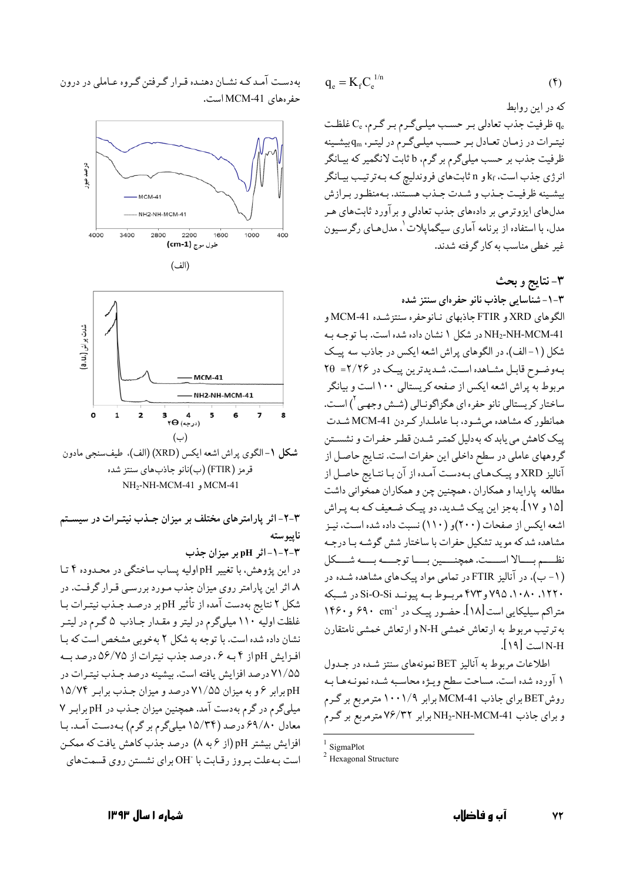$$q_e = K_f C_e^{1/n} \quad (4)$$

که در این روابط

$q_e$ ظرفیت جذب تعادلی بر حسب میلی‌گرم بر گرم، $C_e$ غلظت نیترات در زمان تعادل بر حسب میلی‌گرم در لیتر، $q_m$ بیشینه ظرفیت جذب بر حسب میلی‌گرم بر گرم، b ثابت لانگمیر که بیانگر انرژی جذب است، $k_f$ و n ثابت‌های فروندلیچ که به‌ترتیب بیانگر بیشینه ظرفیت جذب و شدت جذب هستند. به‌منظور برازش مدل‌های ایزوترمی بر داده‌های جذب تعادلی و برآورد ثابت‌های هر مدل، با استفاده از برنامه آماری سیگماپلات[1]، مدل‌های رگرسیون غیر خطی مناسب به کار گرفته شدند.

## ۳- نتایج و بحث

### ۳-۱- شناسایی جاذب نانو حفره‌ای سنتز شده

الگوهای XRD و FTIR جاذبهای نانوحفره سنتزشده MCM-41 و $NH_2$-NH-MCM-41 در شکل ۱ نشان داده شده است. با توجه به شکل (۱-الف)، در الگوهای پراش اشعه ایکس در جاذب سه پیک به‌وضوح قابل مشاهده است. شدیدترین پیک در ۲/۲۶ =$2\theta$ مربوط به پراش اشعه ایکس از صفحه کریستالی ۱۰۰ است و بیانگر ساختار کریستالی نانو حفره ای هگزاگونالی (شش وجهی[2]) است. همانطور که مشاهده می‌شود، با عاملدار کردن MCM-41 شدت پیک کاهش می یابد که به‌دلیل کمتر شدن قطر حفرات و نشستن گروههای عاملی در سطح داخلی این حفرات است. نتایج حاصل از آنالیز XRD و پیک‌های به‌دست آمده از آن با نتایج حاصل از مطالعه پارایدا و همکاران ، همچنین چن و همکاران همخوانی داشت [۱۵ و ۱۷]. به‌جز این پیک شدید، دو پیک ضعیف که به پراش اشعه ایکس از صفحات (۲۰۰)و (۱۱۰) نسبت داده شده است، نیز مشاهده شد که موید تشکیل حفرات با ساختار شش گوشه با درجه نظم بالا است. همچنین با توجه به شکل (۱-ب)، در آنالیز FTIR در تمامی مواد پیک‌های مشاهده شده در ۱۲۲۰، ۱۰۸۰، ۷۹۵ و ۴۷۳ مربوط به پیوند Si-O-Si در شبکه متراکم سیلیکایی است[۱۸]. حضور پیک در $cm^{-1}$ ۶۹۰ و ۱۴۶۰ به ترتیب مربوط به ارتعاش خمشی N-H و ارتعاش خمشی نامتقارن N-H است [۱۹].

اطلاعات مربوط به آنالیز BET نمونه‌های سنتز شده در جدول ۱ آورده شده است. مساحت سطح ویژه محاسبه شده نمونه‌ها به روش BET برای جاذب MCM-41 برابر ۱۰۰۱/۹ مترمربع بر گرم و برای جاذب $NH_2$-NH-MCM-41 برابر ۷۶/۳۲ مترمربع بر گرم به‌دست آمد که نشان دهنده قرار گرفتن گروه عاملی در درون حفره‌های MCM-41 است.

شکل ۱- الگوی پراش اشعه ایکس (XRD) (الف)، طیف‌سنجی مادون قرمز (FTIR) (ب)نانو جاذب‌های سنتز شده MCM-41 و $NH_2$-NH-MCM-41

### ۳-۲- اثر پارامترهای مختلف بر میزان جذب نیترات در سیستم ناپیوسته

#### ۳-۲-۱- اثر pH بر میزان جذب

در این پژوهش، با تغییر pH اولیه پساب ساختگی در محدوده ۴ تا ۸ اثر این پارامتر روی میزان جذب مورد بررسی قرار گرفت. در شکل ۲ نتایج به‌دست آمده از تأثیر pH بر درصد جذب نیترات با غلظت اولیه ۱۱۰ میلی‌گرم در لیتر و مقدار جاذب ۵ گرم در لیتر نشان داده شده است. با توجه به شکل ۲ به‌خوبی مشخص است که با افزایش pH از ۴ به ۶، درصد جذب نیترات از ۵۶/۷۵ درصد به ۷۱/۵۵ درصد افزایش یافته است. بیشینه درصد جذب نیترات در pH برابر ۶ و به میزان ۷۱/۵۵ درصد و میزان جذب برابر ۱۵/۷۴ میلی‌گرم در گرم به‌دست آمد. همچنین میزان جذب در pH برابر ۷ معادل ۶۹/۸۰ درصد (۱۵/۳۴ میلی‌گرم بر گرم) به‌دست آمد. با افزایش بیشتر pH (از ۶ به ۸) درصد جذب کاهش یافت که ممکن است به‌علت بروز رقابت با $OH^-$ برای نشستن روی قسمت‌های

---

[1] SigmaPlot

[2] Hexagonal Structure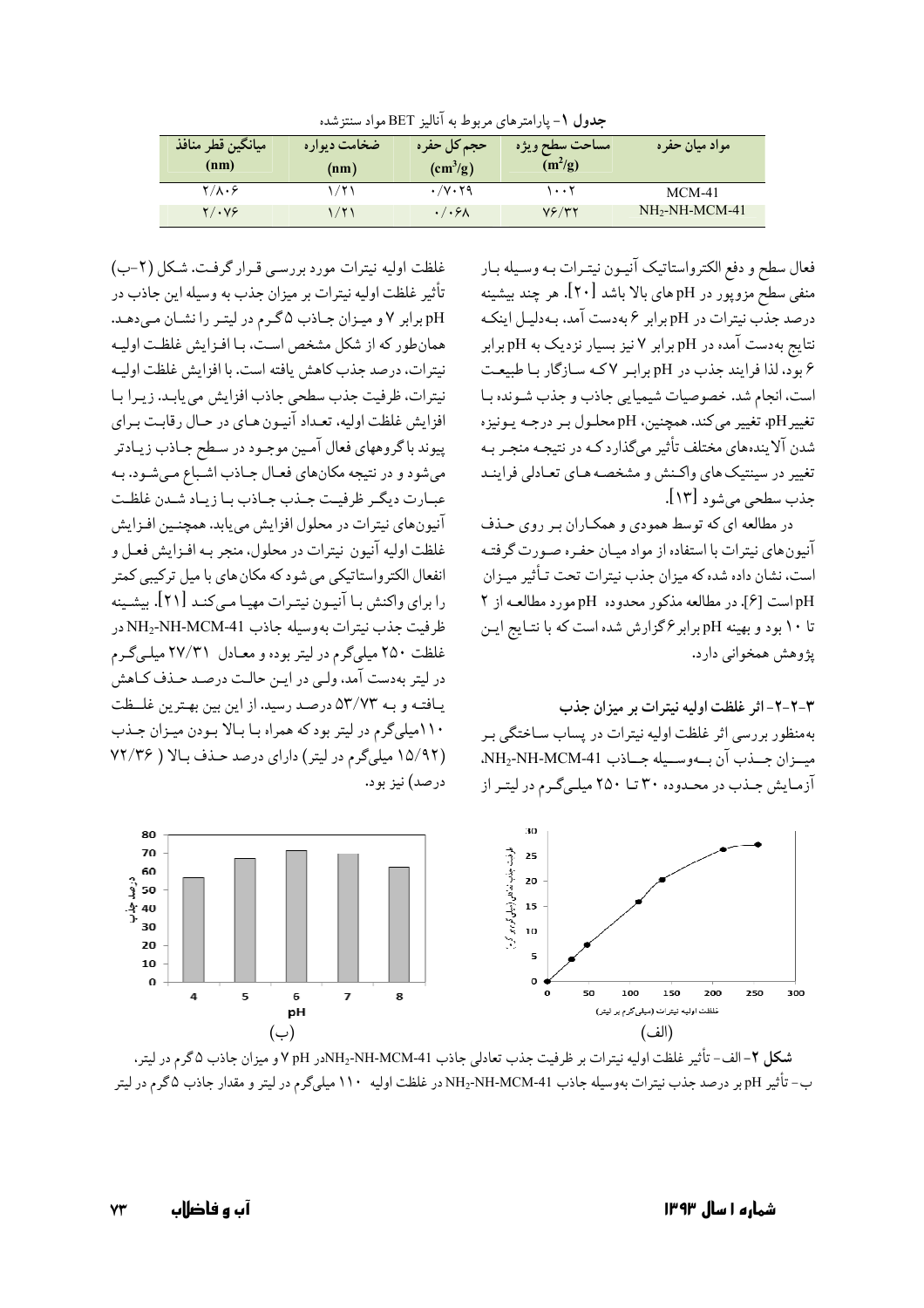**جدول ۱**- پارامترهای مربوط به آنالیز BET مواد سنتزشده

| مواد میان حفره | مساحت سطح ویژه $(m^2/g)$ | حجم کل حفره $(cm^3/g)$ | ضخامت دیواره (nm) | میانگین قطر منافذ (nm) |
|---|---|---|---|---|
| MCM-41 | ۱۰۰۲ | ۰/۷۰۲۹ | ۱/۲۱ | ۲/۸۰۶ |
| $NH_2$-NH-MCM-41 | ۷۶/۳۲ | ۰/۰۶۸ | ۱/۲۱ | ۲/۰۷۶ |

فعال سطح و دفع الکترواستاتیک آنیون نیترات به وسیله بار منفی سطح مزوپور در pH های بالا باشد [۲۰]. هر چند بیشینه درصد جذب نیترات در pH برابر ۶ به‌دست آمد، به‌دلیل اینکه نتایج به‌دست آمده در pH برابر ۷ نیز بسیار نزدیک به pH برابر ۶ بود، لذا فرایند جذب در pH برابر ۷ که سازگار با طبیعت است، انجام شد. خصوصیات شیمیایی جاذب و جذب شونده با تغییر pH، تغییر می‌کند. همچنین، pH محلول بر درجه یونیزه شدن آلاینده‌های مختلف تأثیر می‌گذارد که در نتیجه منجر به تغییر در سینتیک های واکنش و مشخصه های تعادلی فرایند جذب سطحی می‌شود [۱۳].

در مطالعه ای که توسط همودی و همکاران بر روی حذف آنیون‌های نیترات با استفاده از مواد میان حفره صورت گرفته است، نشان داده شده که میزان جذب نیترات تحت تأثیر میزان pH است [۶]. در مطالعه مذکور محدوده pH مورد مطالعه از ۲ تا ۱۰ بود و بهینه pH برابر ۶ گزارش شده است که با نتایج این پژوهش همخوانی دارد.

### ۳-۲-۲- اثر غلظت اولیه نیترات بر میزان جذب

به‌منظور بررسی اثر غلظت اولیه نیترات در پساب ساختگی بر میزان جذب آن به‌وسیله جاذب $NH_2$-NH-MCM-41، آزمایش جذب در محدوده ۳۰ تا ۲۵۰ میلی‌گرم در لیتر از غلظت اولیه نیترات مورد بررسی قرار گرفت. شکل (۲-ب) تأثیر غلظت اولیه نیترات بر میزان جذب به وسیله این جاذب در pH برابر ۷ و میزان جاذب ۵ گرم در لیتر را نشان می‌دهد. همان‌طور که از شکل مشخص است، با افزایش غلظت اولیه نیترات، درصد جذب کاهش یافته است. با افزایش غلظت اولیه نیترات، ظرفیت جذب سطحی جاذب افزایش می یابد. زیرا با افزایش غلظت اولیه، تعداد آنیون های در حال رقابت برای پیوند با گروههای فعال آمین موجود در سطح جاذب زیادتر می‌شود و در نتیجه مکان‌های فعال جاذب اشباع می‌شود. به عبارت دیگر ظرفیت جذب جاذب با زیاد شدن غلظت آنیون‌های نیترات در محلول افزایش می‌یابد. همچنین افزایش غلظت اولیه آنیون نیترات در محلول، منجر به افزایش فعل و انفعال الکترواستاتیکی می شود که مکان‌های با میل ترکیبی کمتر را برای واکنش با آنیون نیترات مهیا می‌کند [۲۱]. بیشینه ظرفیت جذب نیترات به‌وسیله جاذب $NH_2$-NH-MCM-41 در غلظت ۲۵۰ میلی‌گرم در لیتر بوده و معادل ۲۷/۳۱ میلی‌گرم در لیتر به‌دست آمد، ولی در این حالت درصد حذف کاهش یافته و به ۵۳/۷۳ درصد رسید. از این بین بهترین غلظت ۱۱۰ میلی‌گرم در لیتر بود که همراه با بالا بودن میزان جذب (۱۵/۹۲ میلی‌گرم در لیتر) دارای درصد حذف بالا (۷۲/۳۶ درصد) نیز بود.

**شکل ۲**- الف- تأثیر غلظت اولیه نیترات بر ظرفیت جذب تعادلی جاذب $NH_2$-NH-MCM-41 در pH ۷ و میزان جاذب ۵ گرم در لیتر، ب- تأثیر pH بر درصد جذب نیترات به‌وسیله جاذب $NH_2$-NH-MCM-41 در غلظت اولیه ۱۱۰ میلی‌گرم در لیتر و مقدار جاذب ۵ گرم در لیتر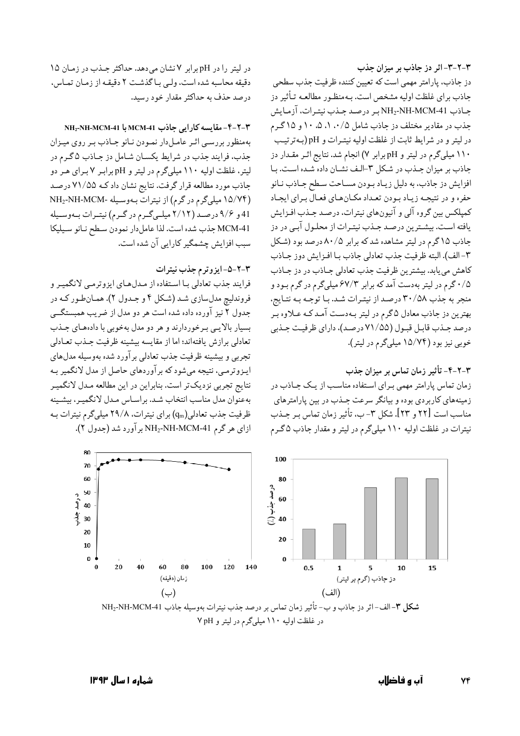### ۳-۲-۳- اثر دز جاذب بر میزان جذب

دز جاذب، پارامتر مهمی است که تعیین کننده ظرفیت جذب سطحی جاذب برای غلظت اولیه مشخص است. به‌منظور مطالعه تأثیر دز جاذب $NH_2$-NH-MCM-41 بر درصد جذب نیترات، آزمایش جذب در مقادیر مختلف دز جاذب شامل ۰/۵، ۱، ۵، ۱۰ و ۱۵ گرم در لیتر و در شرایط ثابت از غلظت اولیه نیترات و pH (به‌ترتیب ۱۱۰ میلی‌گرم در لیتر و pH برابر ۷) انجام شد. نتایج اثر مقدار دز جاذب بر میزان جذب در شکل ۳-الف نشان داده شده است. با افزایش دز جاذب، به دلیل زیاد بودن مساحت سطح جاذب نانو حفره و در نتیجه زیاد بودن تعداد مکان‌های فعال برای ایجاد کمپلکس بین گروه آلی و آنیون‌های نیترات، درصد جذب افزایش یافته است. بیشترین درصد جذب نیترات از محلول آبی در دز جاذب ۱۵ گرم در لیتر مشاهده شد که برابر ۸۰/۵ درصد بود (شکل ۳-الف). البته ظرفیت جذب تعادلی جاذب با افزایش دوز جاذب کاهش می‌یابد. بیشترین ظرفیت جذب تعادلی جاذب در دز جاذب ۰/۵ گرم در لیتر به‌دست آمد که برابر ۶۷/۳ میلی‌گرم در گرم بود و منجر به جذب ۳۰/۵۸ درصد از نیترات شد. با توجه به نتایج، بهترین دز جاذب معادل ۵ گرم در لیتر به‌دست آمد که علاوه بر درصد جذب قابل قبول (۷۱/۵۵ درصد)، دارای ظرفیت جذبی خوبی نیز بود (۱۵/۷۴ میلی‌گرم در لیتر).

### ۳-۲-۴- تأثیر زمان تماس بر میزان جذب

زمان تماس پارامتر مهمی برای استفاده مناسب از یک جاذب در زمینه‌های کاربردی بوده و بیانگر سرعت جذب در بین پارامترهای مناسب است [۲۲ و ۲۳]. شکل ۳- ب، تأثیر زمان تماس بر جذب نیترات در غلظت اولیه ۱۱۰ میلی‌گرم در لیتر و مقدار جاذب ۵ گرم در لیتر را در pH برابر ۷ نشان می‌دهد. حداکثر جذب در زمان ۱۵ دقیقه محاسبه شده است، ولی با گذشت ۲ دقیقه از زمان تماس، درصد حذف به حداکثر مقدار خود رسید.

### ۳-۲-۴- مقایسه کارایی جاذب MCM-41 با $NH_2$-NH-MCM-41

به‌منظور بررسی اثر عامل‌دار نمودن نانو جاذب بر روی میزان جذب، فرایند جذب در شرایط یکسان شامل دز جاذب ۵ گرم در لیتر، غلظت اولیه ۱۱۰ میلی‌گرم در لیتر و pH برابر ۷ برای هر دو جاذب مورد مطالعه قرار گرفت. نتایج نشان داد که ۷۱/۵۵ درصد (۱۵/۷۴ میلی‌گرم در گرم) از نیترات به‌وسیله $NH_2$-NH-MCM-41 و ۹/۶ درصد (۲/۱۲ میلی‌گرم در گرم) نیترات به‌وسیله MCM-41 جذب شده است. لذا عامل‌دار نمودن سطح نانو سیلیکا سبب افزایش چشمگیر کارایی آن شده است.

### ۳-۲-۵- ایزوترم جذب نیترات

فرایند جذب تعادلی با استفاده از مدل‌های ایزوترمی لانگمیر و فروندلیچ مدل‌سازی شد (شکل ۴ و جدول ۲). همان‌طور که در جدول ۲ نیز آورده داده شده است هر دو مدل از ضریب همبستگی بسیار بالایی برخوردارند و هر دو مدل به‌خوبی با داده‌های جذب تعادلی برازش یافته‌اند؛ اما از مقایسه بیشینه ظرفیت جذب تعادلی تجربی و بیشینه ظرفیت جذب تعادلی برآورد شده به‌وسیله مدل‌های ایزوترمی، نتیجه می‌شود که برآوردهای حاصل از مدل لانگمیر به نتایج تجربی نزدیک‌تر است. بنابراین در این مطالعه مدل لانگمیر به‌عنوان مدل مناسب انتخاب شد. براساس مدل لانگمیر، بیشینه ظرفیت جذب تعادلی($q_m$) برای نیترات، ۲۹/۸ میلی‌گرم نیترات به ازای هر گرم $NH_2$-NH-MCM-41 برآورد شد (جدول ۲).

**شکل ۳**- الف- اثر دز جاذب و ب- تأثیر زمان تماس بر درصد جذب نیترات به‌وسیله جاذب $NH_2$-NH-MCM-41 در غلظت اولیه ۱۱۰ میلی‌گرم در لیتر و pH ۷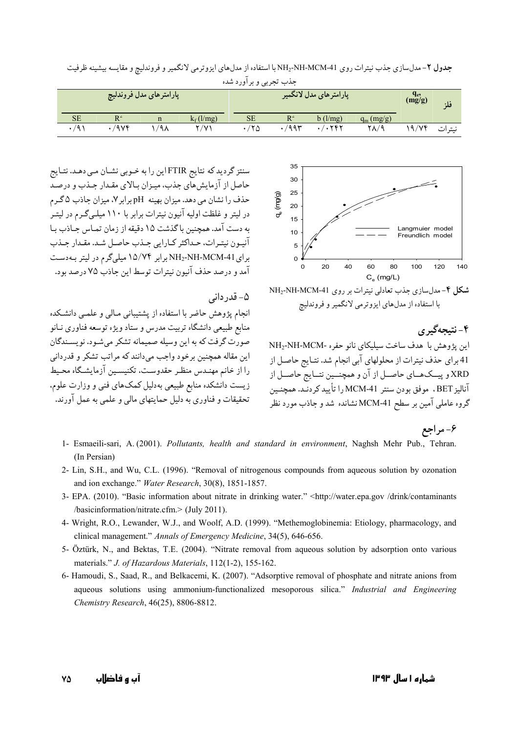**جدول ۲**- مدل‌سازی جذب نیترات روی $NH_2$-NH-MCM-41 با استفاده از مدل‌های ایزوترمی لانگمیر و فروندلیچ و مقایسه بیشینه ظرفیت جذب تجربی و برآورد شده

| فلز | $q_e$, (mg/g) | پارامترهای مدل لانگمیر | | | | پارامترهای مدل فروندلیچ | | | |
|---|---|---|---|---|---|---|---|---|---|
| | | $q_m$ (mg/g) | b (l/mg) | $R^2$ | SE | $k_f$ (l/mg) | n | $R^2$ | SE |
| نیترات | ۱۹/۷۴ | ۲۸/۹ | ۰/۰۲۴۲ | ۰/۹۹۳ | ۰/۲۵ | ۲/۷۱ | ۱/۹۸ | ۰/۹۷۴ | ۰/۹۱ |

**شکل ۴**- مدل‌سازی جذب تعادلی نیترات بر روی $NH_2$-NH-MCM-41 با استفاده از مدل‌های ایزوترمی لانگمیر و فروندلیچ

## ۴- نتیجه‌گیری

این پژوهش با هدف ساخت سیلیکای نانو حفره $NH_2$-NH-MCM-41 برای حذف نیترات از محلولهای آبی انجام شد. نتایج حاصل از XRD و پیک‌های حاصل از آن و همچنین نتایج حاصل از آنالیز BET، موفق بودن سنتز MCM-41 را تأیید کردند. همچنین گروه عاملی آمین بر سطح MCM-41 نشانده شد و جاذب مورد نظر سنتز گردید که نتایج FTIR این را به خوبی نشان می‌دهد. نتایج حاصل از آزمایش‌های جذب، میزان بالای مقدار جذب و درصد حذف را نشان می‌دهد. میزان بهینه pH برابر ۷، میزان جاذب ۵ گرم در لیتر و غلظت اولیه آنیون نیترات برابر با ۱۱۰ میلی‌گرم در لیتر به دست آمد. همچنین با گذشت ۱۵ دقیقه از زمان تماس جاذب با آنیون نیترات، حداکثر کارایی جذب حاصل شد. مقدار جذب برای $NH_2$-NH-MCM-41 برابر ۱۵/۷۴ میلی‌گرم در لیتر به‌دست آمد و درصد حذف آنیون نیترات توسط این جاذب ۷۵ درصد بود.

## ۵- قدردانی

انجام پژوهش حاضر با استفاده از پشتیبانی مالی و علمی دانشکده منابع طبیعی دانشگاه تربیت مدرس و ستاد ویژه توسعه فناوری نانو صورت گرفت که به این وسیله صمیمانه تشکر می‌شود. نویسندگان این مقاله همچنین برخود واجب می‌دانند که مراتب تشکر و قدردانی را از خانم مهندس منظر حقدوست، تکنیسین آزمایشگاه محیط زیست دانشکده منابع طبیعی به‌دلیل کمک‌های فنی و وزارت علوم، تحقیقات و فناوری به دلیل حمایتهای مالی و علمی به عمل آورند.

## ۶- مراجع

1- Esmaeili-sari, A. (2001). *Pollutants, health and standard in environment*, Naghsh Mehr Pub., Tehran. (In Persian)

2- Lin, S.H., and Wu, C.L. (1996). "Removal of nitrogenous compounds from aqueous solution by ozonation and ion exchange." *Water Research*, 30(8), 1851-1857.

3- EPA. (2010). "Basic information about nitrate in drinking water." <http://water.epa.gov /drink/contaminants /basicinformation/nitrate.cfm.> (July 2011).

4- Wright, R.O., Lewander, W.J., and Woolf, A.D. (1999). "Methemoglobinemia: Etiology, pharmacology, and clinical management." *Annals of Emergency Medicine*, 34(5), 646-656.

5- Öztürk, N., and Bektas, T.E. (2004). "Nitrate removal from aqueous solution by adsorption onto various materials." *J. of Hazardous Materials*, 112(1-2), 155-162.

6- Hamoudi, S., Saad, R., and Belkacemi, K. (2007). "Adsorptive removal of phosphate and nitrate anions from aqueous solutions using ammonium-functionalized mesoporous silica." *Industrial and Engineering Chemistry Research*, 46(25), 8806-8812.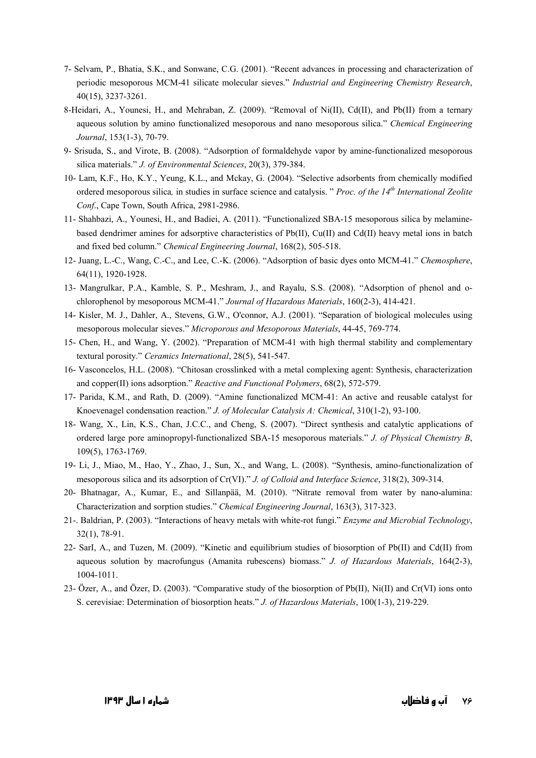7- Selvam, P., Bhatia, S.K., and Sonwane, C.G. (2001). "Recent advances in processing and characterization of periodic mesoporous MCM-41 silicate molecular sieves." *Industrial and Engineering Chemistry Research*, 40(15), 3237-3261.

8-Heidari, A., Younesi, H., and Mehraban, Z. (2009). "Removal of Ni(II), Cd(II), and Pb(II) from a ternary aqueous solution by amino functionalized mesoporous and nano mesoporous silica." *Chemical Engineering Journal*, 153(1-3), 70-79.

9- Srisuda, S., and Virote, B. (2008). "Adsorption of formaldehyde vapor by amine-functionalized mesoporous silica materials." *J. of Environmental Sciences*, 20(3), 379-384.

10- Lam, K.F., Ho, K.Y., Yeung, K.L., and Mckay, G. (2004). "Selective adsorbents from chemically modified ordered mesoporous silica, in studies in surface science and catalysis. " *Proc. of the 14th International Zeolite Conf.*, Cape Town, South Africa, 2981-2986.

11- Shahbazi, A., Younesi, H., and Badiei, A. (2011). "Functionalized SBA-15 mesoporous silica by melamine-based dendrimer amines for adsorptive characteristics of Pb(II), Cu(II) and Cd(II) heavy metal ions in batch and fixed bed column." *Chemical Engineering Journal*, 168(2), 505-518.

12- Juang, L.-C., Wang, C.-C., and Lee, C.-K. (2006). "Adsorption of basic dyes onto MCM-41." *Chemosphere*, 64(11), 1920-1928.

13- Mangrulkar, P.A., Kamble, S. P., Meshram, J., and Rayalu, S.S. (2008). "Adsorption of phenol and o-chlorophenol by mesoporous MCM-41." *Journal of Hazardous Materials*, 160(2-3), 414-421.

14- Kisler, M. J., Dahler, A., Stevens, G.W., O'connor, A.J. (2001). "Separation of biological molecules using mesoporous molecular sieves." *Microporous and Mesoporous Materials*, 44-45, 769-774.

15- Chen, H., and Wang, Y. (2002). "Preparation of MCM-41 with high thermal stability and complementary textural porosity." *Ceramics International*, 28(5), 541-547.

16- Vasconcelos, H.L. (2008). "Chitosan crosslinked with a metal complexing agent: Synthesis, characterization and copper(II) ions adsorption." *Reactive and Functional Polymers*, 68(2), 572-579.

17- Parida, K.M., and Rath, D. (2009). "Amine functionalized MCM-41: An active and reusable catalyst for Knoevenagel condensation reaction." *J. of Molecular Catalysis A: Chemical*, 310(1-2), 93-100.

18- Wang, X., Lin, K.S., Chan, J.C.C., and Cheng, S. (2007). "Direct synthesis and catalytic applications of ordered large pore aminopropyl-functionalized SBA-15 mesoporous materials." *J. of Physical Chemistry B*, 109(5), 1763-1769.

19- Li, J., Miao, M., Hao, Y., Zhao, J., Sun, X., and Wang, L. (2008). "Synthesis, amino-functionalization of mesoporous silica and its adsorption of Cr(VI)." *J. of Colloid and Interface Science*, 318(2), 309-314.

20- Bhatnagar, A., Kumar, E., and Sillanpää, M. (2010). "Nitrate removal from water by nano-alumina: Characterization and sorption studies." *Chemical Engineering Journal*, 163(3), 317-323.

21-. Baldrian, P. (2003). "Interactions of heavy metals with white-rot fungi." *Enzyme and Microbial Technology*, 32(1), 78-91.

22- SarI, A., and Tuzen, M. (2009). "Kinetic and equilibrium studies of biosorption of Pb(II) and Cd(II) from aqueous solution by macrofungus (Amanita rubescens) biomass." *J. of Hazardous Materials*, 164(2-3), 1004-1011.

23- Özer, A., and Özer, D. (2003). "Comparative study of the biosorption of Pb(II), Ni(II) and Cr(VI) ions onto S. cerevisiae: Determination of biosorption heats." *J. of Hazardous Materials*, 100(1-3), 219-229.